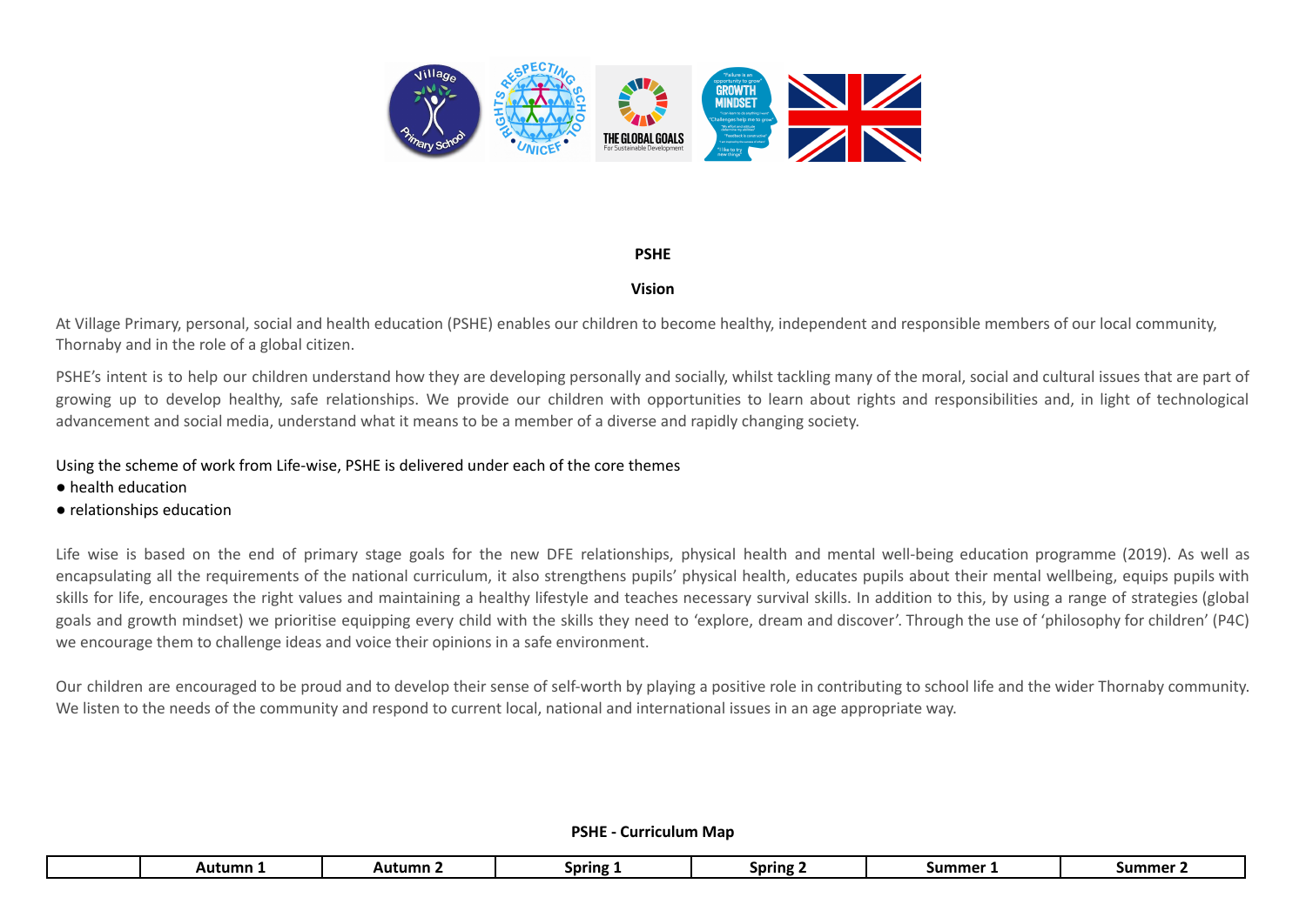## PSHE

### Vision

At Village Primary, personal, social and health education (PSHE) enables our children to become healthy, independent and responsible members of our local community, Thornaby and in the role of a global citizen.

PSHE's intent is to help our children understand how they are developing personally and socially, whilst tackling many of the moral, social and cultural issues that are part of growing up to develop healthy, safe relationships. We provide our children with opportunities to learn about rights and responsibilities and, in light of technological advancement and social media, understand what it means to be a member of a diverse and rapidly changing society.

Using the scheme of work from Life-wise, PSHE is delivered under each of the core themes

- health education
- relationships education

Life wise is based on the end of primary stage goals for the new DFE relationships, physical health and mental well-being education programme (2019). As well as encapsulating all the requirements of the national curriculum, it also strengthens pupils' physical health, educates pupils about their mental wellbeing, equips pupils with skills for life, encourages the right values and maintaining a healthy lifestyle and teaches necessary survival skills. In addition to this, by using a range of strategies (global goals and growth mindset) we prioritise equipping every child with the skills they need to 'explore, dream and discover'. Through the use of 'philosophy for children' (P4C) we encourage them to challenge ideas and voice their opinions in a safe environment.

Our children are encouraged to be proud and to develop their sense of self-worth by playing a positive role in contributing to school life and the wider Thornaby community. We listen to the needs of the community and respond to current local, national and international issues in an age appropriate way.

### PSHE - Curriculum Map

| | Autumn 1 | Autumn 2 | Spring 1 | Spring 2 | Summer 1 | Summer 2 |
|---|---|---|---|---|---|---|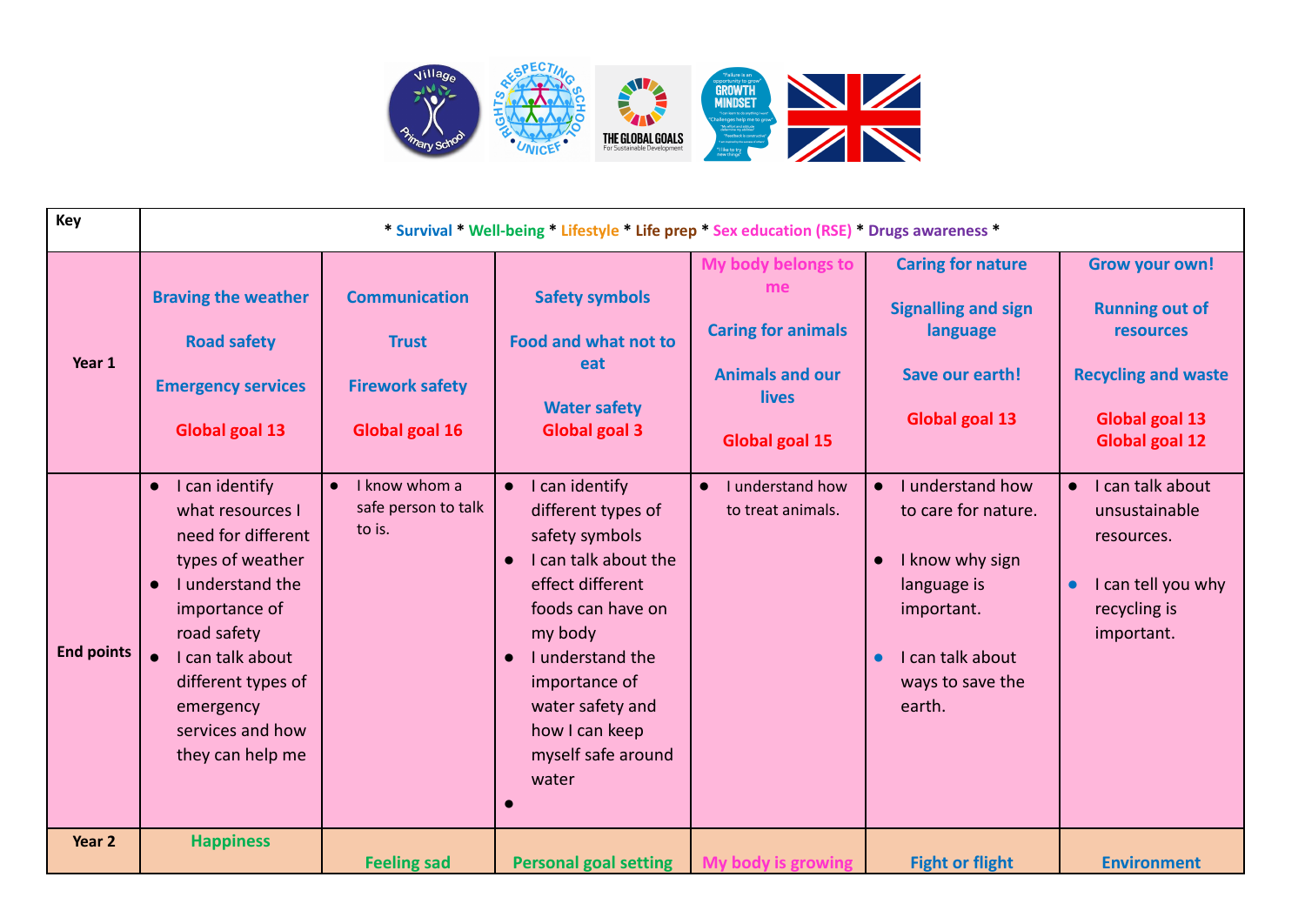| Key | * Survival * Well-being * Lifestyle * Life prep * Sex education (RSE) * Drugs awareness * | | | | | |
|---|---|---|---|---|---|---|
| Year 1 | Braving the weather<br><br>Road safety<br><br>Emergency services<br><br>Global goal 13 | Communication<br><br>Trust<br><br>Firework safety<br><br>Global goal 16 | Safety symbols<br><br>Food and what not to eat<br><br>Water safety<br>Global goal 3 | My body belongs to me<br><br>Caring for animals<br><br>Animals and our lives<br><br>Global goal 15 | Caring for nature<br><br>Signalling and sign language<br><br>Save our earth!<br><br>Global goal 13 | Grow your own!<br><br>Running out of resources<br><br>Recycling and waste<br><br>Global goal 13<br>Global goal 12 |
| End points | • I can identify what resources I need for different types of weather<br>• I understand the importance of road safety<br>• I can talk about different types of emergency services and how they can help me | • I know whom a safe person to talk to is. | • I can identify different types of safety symbols<br>• I can talk about the effect different foods can have on my body<br>• I understand the importance of water safety and how I can keep myself safe around water<br>• | • I understand how to treat animals. | • I understand how to care for nature.<br><br>• I know why sign language is important.<br><br>• I can talk about ways to save the earth. | • I can talk about unsustainable resources.<br><br>• I can tell you why recycling is important. |
| Year 2 | Happiness | Feeling sad | Personal goal setting | My body is growing | Fight or flight | Environment |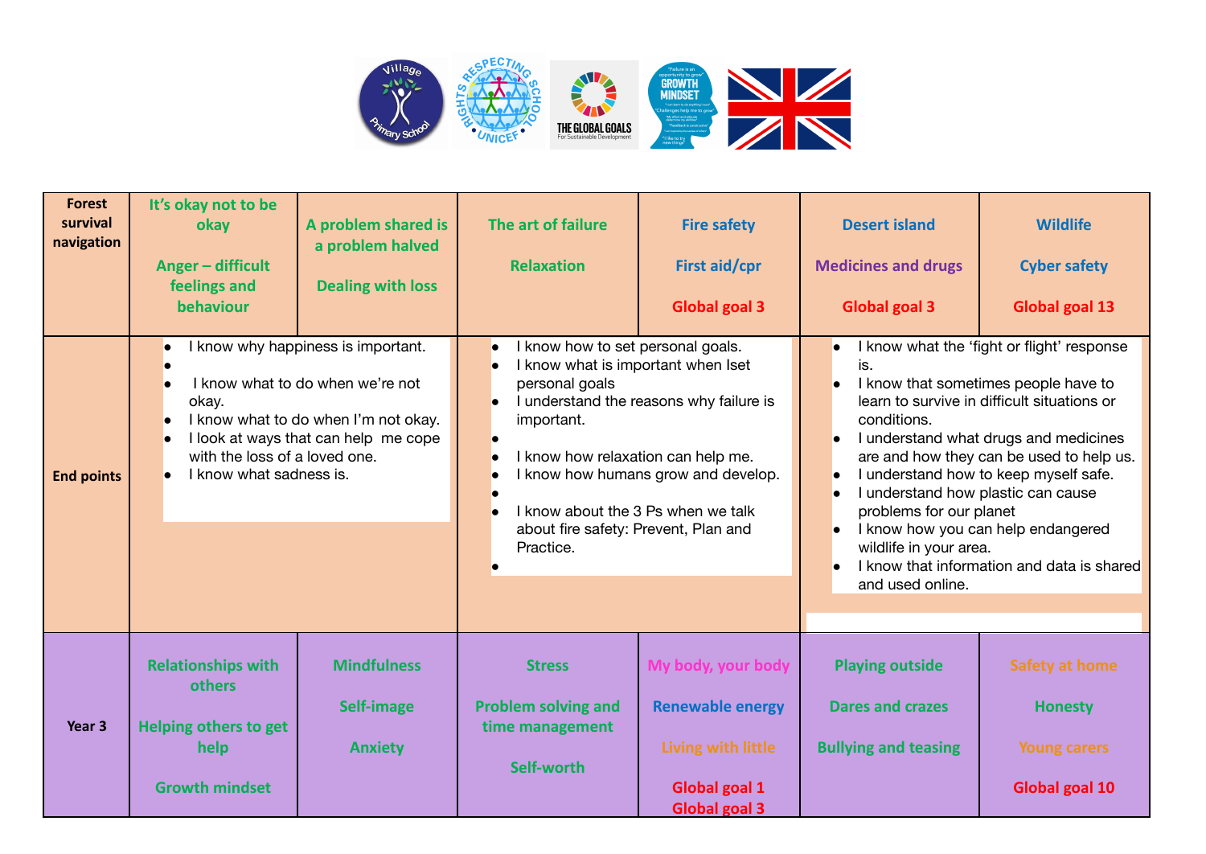| Forest survival navigation | It's okay not to be okay<br><br>Anger – difficult feelings and behaviour | A problem shared is a problem halved<br><br>Dealing with loss | The art of failure<br><br>Relaxation | Fire safety<br><br>First aid/cpr<br><br>Global goal 3 | Desert island<br><br>Medicines and drugs<br><br>Global goal 3 | Wildlife<br><br>Cyber safety<br><br>Global goal 13 |
|---|---|---|---|---|---|---|
| **End points** | • I know why happiness is important.<br>• I know what to do when we're not okay.<br>• I know what to do when I'm not okay.<br>• I look at ways that can help me cope with the loss of a loved one.<br>• I know what sadness is. | | • I know how to set personal goals.<br>• I know what is important when Iset personal goals<br>• I understand the reasons why failure is important.<br>• I know how relaxation can help me.<br>• I know how humans grow and develop.<br>• I know about the 3 Ps when we talk about fire safety: Prevent, Plan and Practice. | | • I know what the 'fight or flight' response is.<br>• I know that sometimes people have to learn to survive in difficult situations or conditions.<br>• I understand what drugs and medicines are and how they can be used to help us.<br>• I understand how to keep myself safe.<br>• I understand how plastic can cause problems for our planet<br>• I know how you can help endangered wildlife in your area.<br>• I know that information and data is shared and used online. | |
| **Year 3** | Relationships with others<br><br>Helping others to get help<br><br>Growth mindset | Mindfulness<br><br>Self-image<br><br>Anxiety | Stress<br><br>Problem solving and time management<br><br>Self-worth | My body, your body<br><br>Renewable energy<br><br>Living with little<br><br>Global goal 1<br>Global goal 3 | Playing outside<br><br>Dares and crazes<br><br>Bullying and teasing | Safety at home<br><br>Honesty<br><br>Young carers<br><br>Global goal 10 |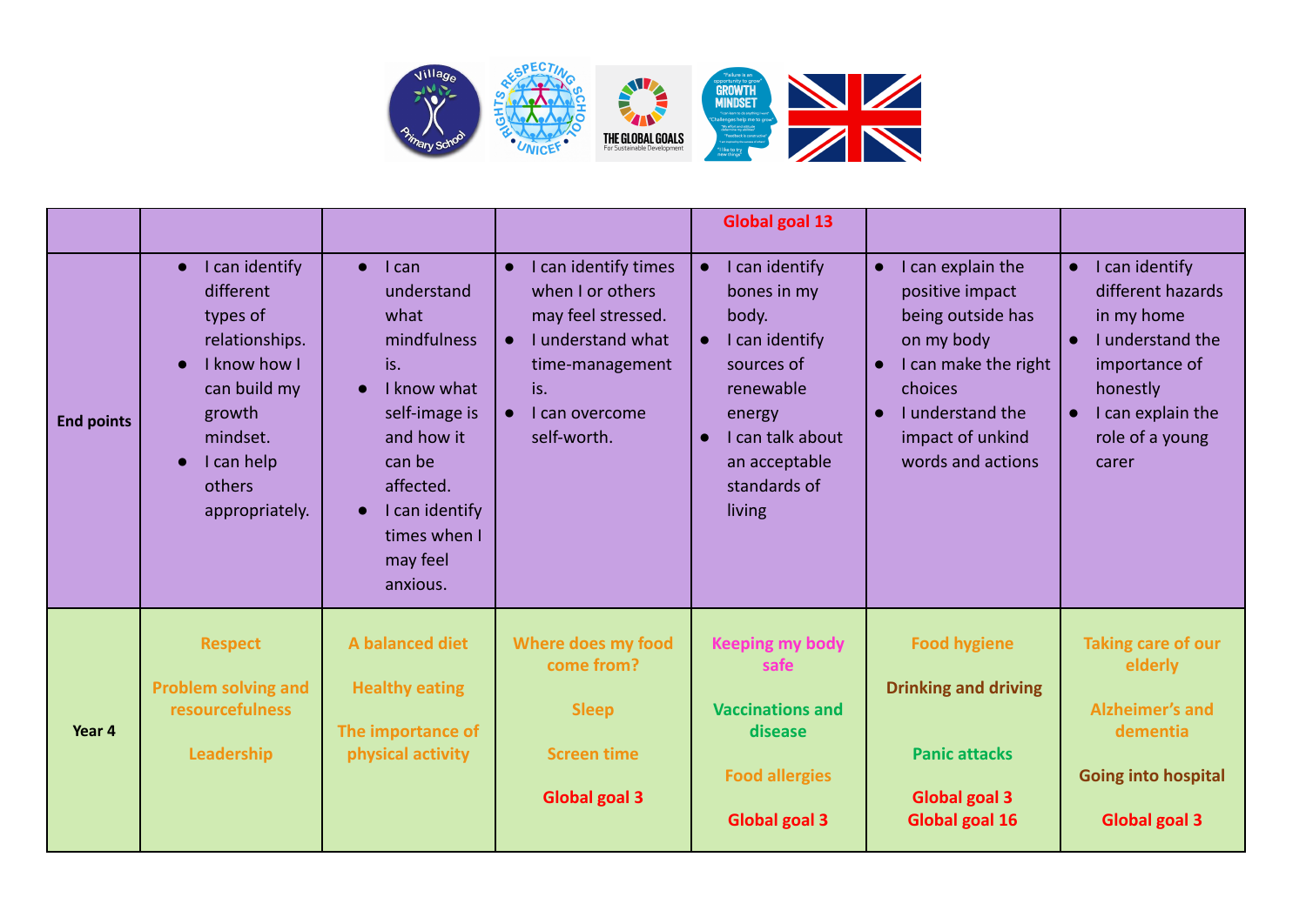| | | | | Global goal 13 | | |
|---|---|---|---|---|---|---|
| **End points** | • I can identify different types of relationships.<br>• I know how I can build my growth mindset.<br>• I can help others appropriately. | • I can understand what mindfulness is.<br>• I know what self-image is and how it can be affected.<br>• I can identify times when I may feel anxious. | • I can identify times when I or others may feel stressed.<br>• I understand what time-management is.<br>• I can overcome self-worth. | • I can identify bones in my body.<br>• I can identify sources of renewable energy<br>• I can talk about an acceptable standards of living | • I can explain the positive impact being outside has on my body<br>• I can make the right choices<br>• I understand the impact of unkind words and actions | • I can identify different hazards in my home<br>• I understand the importance of honestly<br>• I can explain the role of a young carer |
| **Year 4** | Respect<br><br>Problem solving and resourcefulness<br><br>Leadership | A balanced diet<br><br>Healthy eating<br><br>The importance of physical activity | Where does my food come from?<br><br>Sleep<br><br>Screen time<br><br>Global goal 3 | Keeping my body safe<br><br>Vaccinations and disease<br><br>Food allergies<br><br>Global goal 3 | Food hygiene<br><br>Drinking and driving<br><br>Panic attacks<br><br>Global goal 3<br>Global goal 16 | Taking care of our elderly<br><br>Alzheimer's and dementia<br><br>Going into hospital<br><br>Global goal 3 |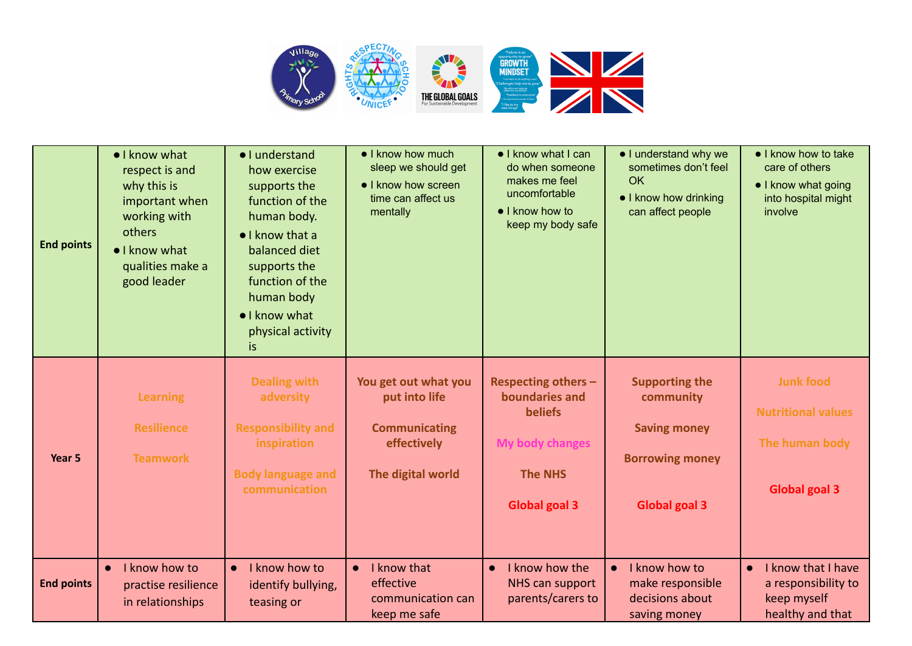| End points | • I know what respect is and why this is important when working with others<br>• I know what qualities make a good leader | • I understand how exercise supports the function of the human body.<br>• I know that a balanced diet supports the function of the human body<br>• I know what physical activity is | • I know how much sleep we should get<br>• I know how screen time can affect us mentally | • I know what I can do when someone makes me feel uncomfortable<br>• I know how to keep my body safe | • I understand why we sometimes don't feel OK<br>• I know how drinking can affect people | • I know how to take care of others<br>• I know what going into hospital might involve |
|---|---|---|---|---|---|---|
| **Year 5** | **Learning**<br><br>**Resilience**<br><br>**Teamwork** | **Dealing with adversity**<br><br>**Responsibility and inspiration**<br><br>**Body language and communication** | **You get out what you put into life**<br><br>**Communicating effectively**<br><br>**The digital world** | **Respecting others – boundaries and beliefs**<br><br>**My body changes**<br><br>**The NHS**<br><br>**Global goal 3** | **Supporting the community**<br><br>**Saving money**<br><br>**Borrowing money**<br><br>**Global goal 3** | **Junk food**<br><br>**Nutritional values**<br><br>**The human body**<br><br>**Global goal 3** |
| **End points** | • I know how to practise resilience in relationships | • I know how to identify bullying, teasing or | • I know that effective communication can keep me safe | • I know how the NHS can support parents/carers to | • I know how to make responsible decisions about saving money | • I know that I have a responsibility to keep myself healthy and that |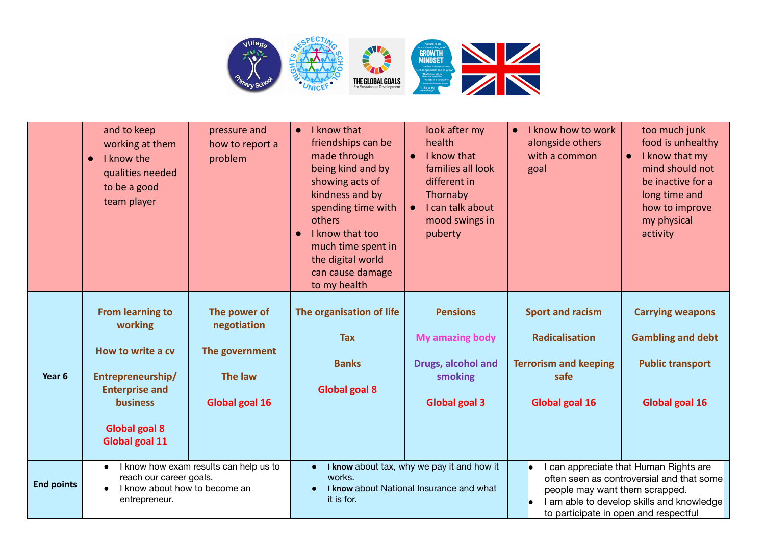| | | | | | | |
|---|---|---|---|---|---|---|
| | and to keep working at them<br>● I know the qualities needed to be a good team player | pressure and how to report a problem | ● I know that friendships can be made through being kind and by showing acts of kindness and by spending time with others<br>● I know that too much time spent in the digital world can cause damage to my health | look after my health<br>● I know that families all look different in Thornaby<br>● I can talk about mood swings in puberty | ● I know how to work alongside others with a common goal | too much junk food is unhealthy<br>● I know that my mind should not be inactive for a long time and how to improve my physical activity |
| **Year 6** | **From learning to working**<br><br>**How to write a cv**<br><br>**Entrepreneurship/ Enterprise and business**<br><br>**Global goal 8**<br>**Global goal 11** | **The power of negotiation**<br><br>**The government**<br><br>**The law**<br><br>**Global goal 16** | **The organisation of life**<br><br>**Tax**<br><br>**Banks**<br><br>**Global goal 8** | **Pensions**<br><br>**My amazing body**<br><br>**Drugs, alcohol and smoking**<br><br>**Global goal 3** | **Sport and racism**<br><br>**Radicalisation**<br><br>**Terrorism and keeping safe**<br><br>**Global goal 16** | **Carrying weapons**<br><br>**Gambling and debt**<br><br>**Public transport**<br><br>**Global goal 16** |
| **End points** | ● I know how exam results can help us to reach our career goals.<br>● I know about how to become an entrepreneur. | | ● **I know** about tax, why we pay it and how it works.<br>● **I know** about National Insurance and what it is for. | | ● I can appreciate that Human Rights are often seen as controversial and that some people may want them scrapped.<br>● I am able to develop skills and knowledge to participate in open and respectful | |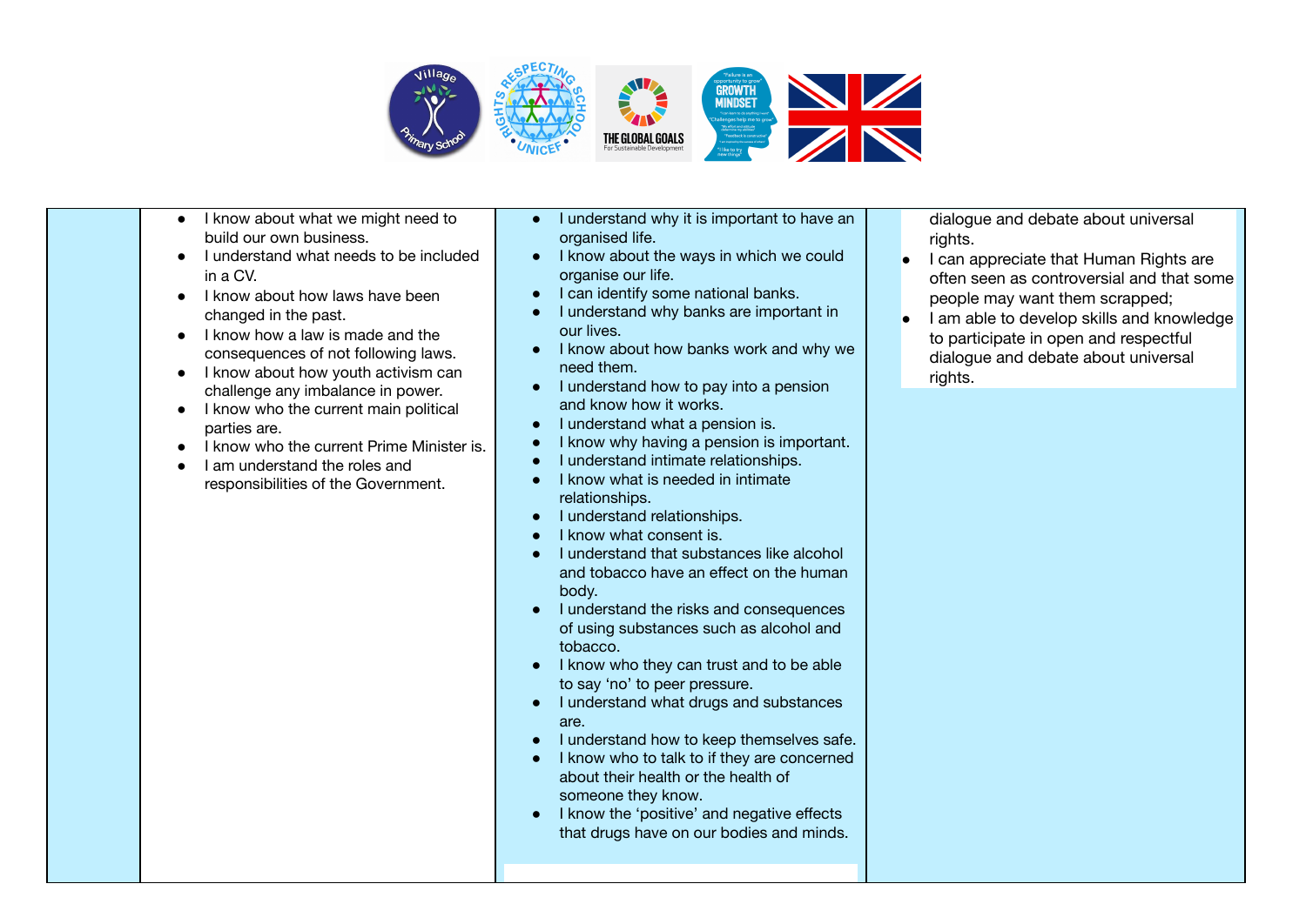| | | | |
|---|---|---|---|
| | • I know about what we might need to build our own business.<br>• I understand what needs to be included in a CV.<br>• I know about how laws have been changed in the past.<br>• I know how a law is made and the consequences of not following laws.<br>• I know about how youth activism can challenge any imbalance in power.<br>• I know who the current main political parties are.<br>• I know who the current Prime Minister is.<br>• I am understand the roles and responsibilities of the Government. | • I understand why it is important to have an organised life.<br>• I know about the ways in which we could organise our life.<br>• I can identify some national banks.<br>• I understand why banks are important in our lives.<br>• I know about how banks work and why we need them.<br>• I understand how to pay into a pension and know how it works.<br>• I understand what a pension is.<br>• I know why having a pension is important.<br>• I understand intimate relationships.<br>• I know what is needed in intimate relationships.<br>• I understand relationships.<br>• I know what consent is.<br>• I understand that substances like alcohol and tobacco have an effect on the human body.<br>• I understand the risks and consequences of using substances such as alcohol and tobacco.<br>• I know who they can trust and to be able to say 'no' to peer pressure.<br>• I understand what drugs and substances are.<br>• I understand how to keep themselves safe.<br>• I know who to talk to if they are concerned about their health or the health of someone they know.<br>• I know the 'positive' and negative effects that drugs have on our bodies and minds. | dialogue and debate about universal rights.<br>• I can appreciate that Human Rights are often seen as controversial and that some people may want them scrapped;<br>• I am able to develop skills and knowledge to participate in open and respectful dialogue and debate about universal rights. |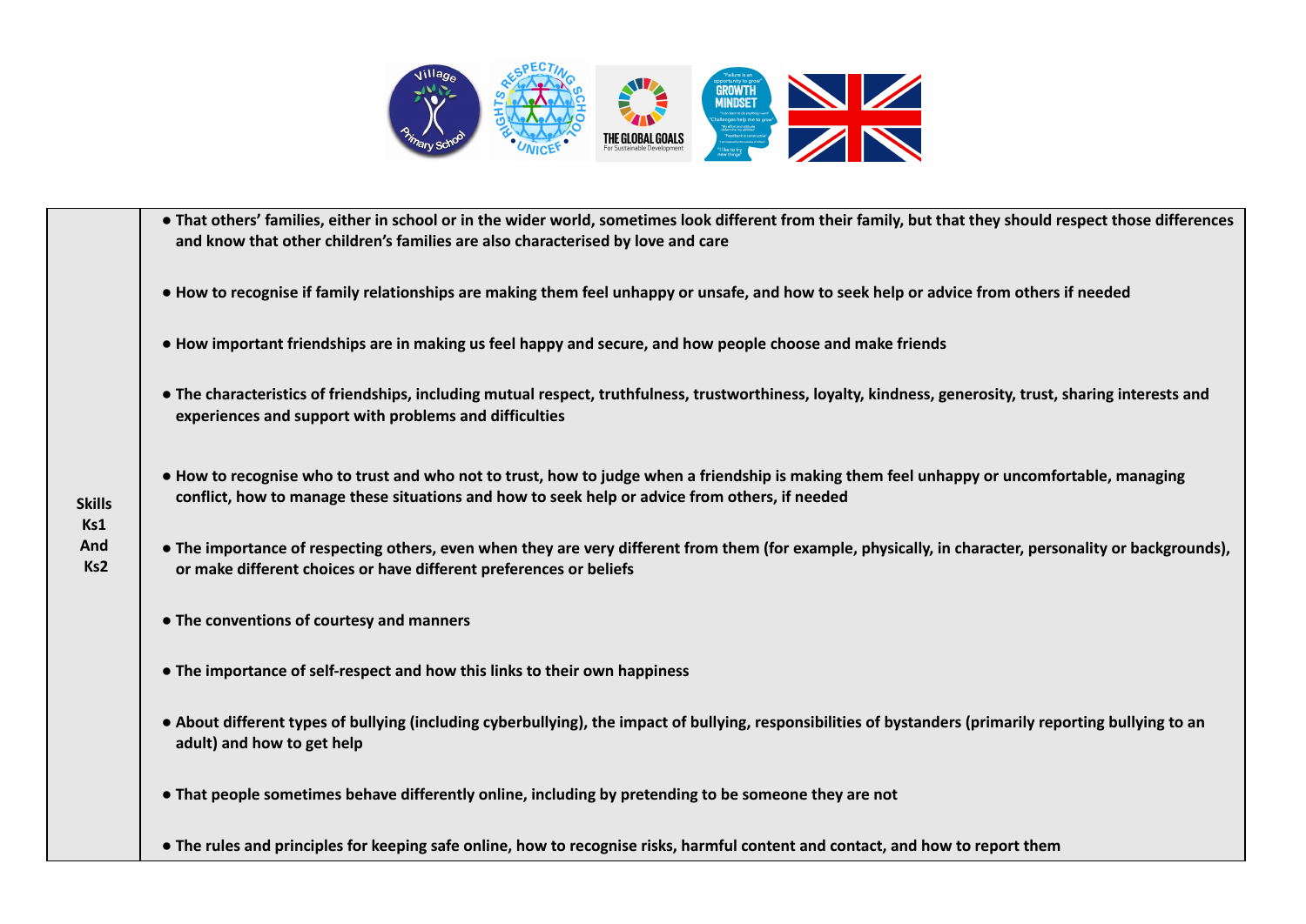| | |
|---|---|
| **Skills Ks1 And Ks2** | **• That others' families, either in school or in the wider world, sometimes look different from their family, but that they should respect those differences and know that other children's families are also characterised by love and care**<br><br>**• How to recognise if family relationships are making them feel unhappy or unsafe, and how to seek help or advice from others if needed**<br><br>**• How important friendships are in making us feel happy and secure, and how people choose and make friends**<br><br>**• The characteristics of friendships, including mutual respect, truthfulness, trustworthiness, loyalty, kindness, generosity, trust, sharing interests and experiences and support with problems and difficulties**<br><br>**• How to recognise who to trust and who not to trust, how to judge when a friendship is making them feel unhappy or uncomfortable, managing conflict, how to manage these situations and how to seek help or advice from others, if needed**<br><br>**• The importance of respecting others, even when they are very different from them (for example, physically, in character, personality or backgrounds), or make different choices or have different preferences or beliefs**<br><br>**• The conventions of courtesy and manners**<br><br>**• The importance of self-respect and how this links to their own happiness**<br><br>**• About different types of bullying (including cyberbullying), the impact of bullying, responsibilities of bystanders (primarily reporting bullying to an adult) and how to get help**<br><br>**• That people sometimes behave differently online, including by pretending to be someone they are not**<br><br>**• The rules and principles for keeping safe online, how to recognise risks, harmful content and contact, and how to report them** |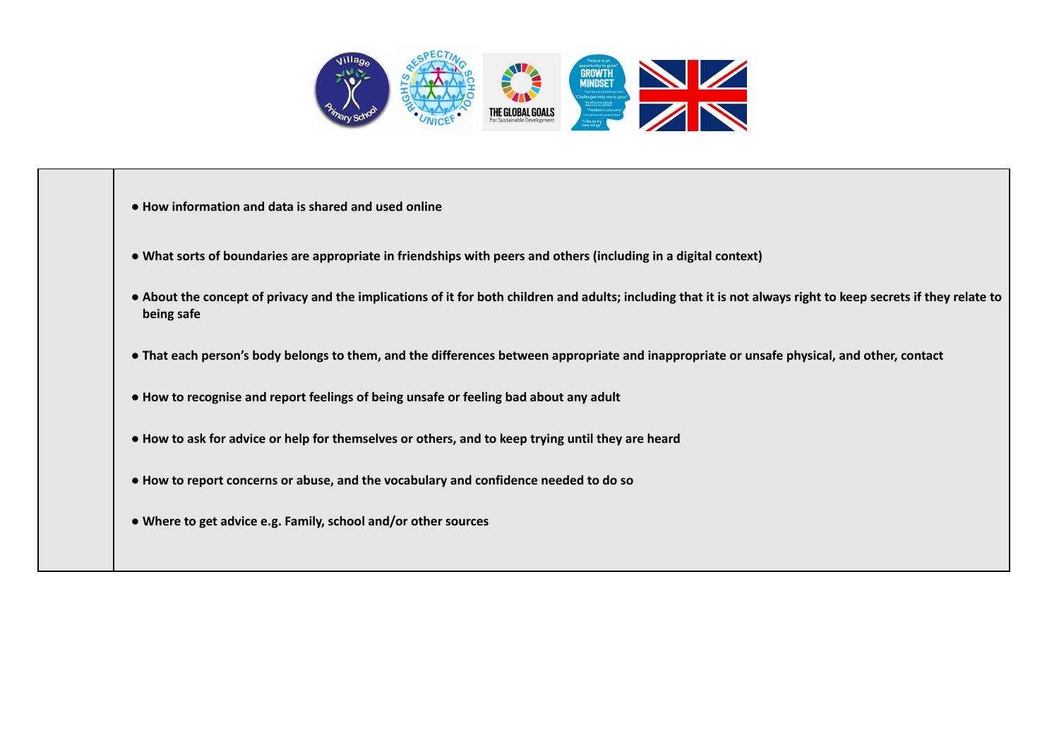| | |
|---|---|
| | **● How information and data is shared and used online**<br><br>**● What sorts of boundaries are appropriate in friendships with peers and others (including in a digital context)**<br><br>**● About the concept of privacy and the implications of it for both children and adults; including that it is not always right to keep secrets if they relate to being safe**<br><br>**● That each person's body belongs to them, and the differences between appropriate and inappropriate or unsafe physical, and other, contact**<br><br>**● How to recognise and report feelings of being unsafe or feeling bad about any adult**<br><br>**● How to ask for advice or help for themselves or others, and to keep trying until they are heard**<br><br>**● How to report concerns or abuse, and the vocabulary and confidence needed to do so**<br><br>**● Where to get advice e.g. Family, school and/or other sources** |